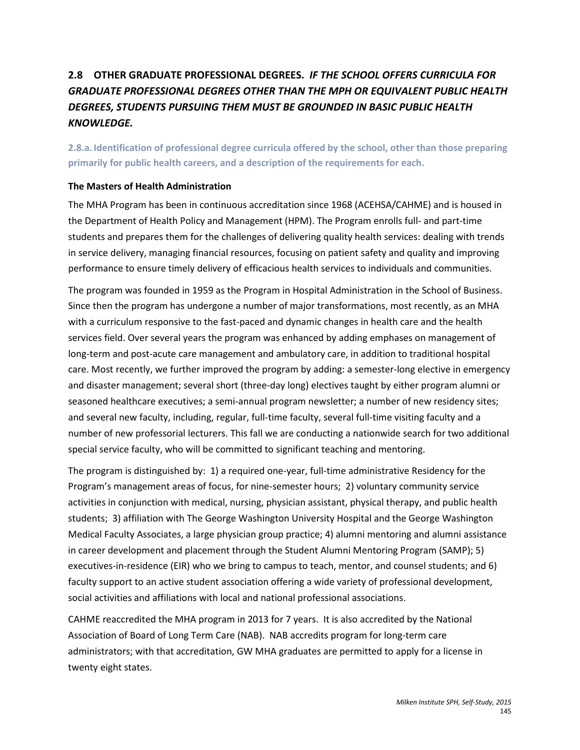## 2.8 OTHER GRADUATE PROFESSIONAL DEGREES. *IF THE SCHOOL OFFERS CURRICULA FOR GRADUATE PROFESSIONAL DEGREES OTHER THAN THE MPH OR EQUIVALENT PUBLIC HEALTH DEGREES, STUDENTS PURSUING THEM MUST BE GROUNDED IN BASIC PUBLIC HEALTH KNOWLEDGE.*

### 2.8.a. Identification of professional degree curricula offered by the school, other than those preparing primarily for public health careers, and a description of the requirements for each.

**The Masters of Health Administration**

The MHA Program has been in continuous accreditation since 1968 (ACEHSA/CAHME) and is housed in the Department of Health Policy and Management (HPM). The Program enrolls full- and part-time students and prepares them for the challenges of delivering quality health services: dealing with trends in service delivery, managing financial resources, focusing on patient safety and quality and improving performance to ensure timely delivery of efficacious health services to individuals and communities.

The program was founded in 1959 as the Program in Hospital Administration in the School of Business. Since then the program has undergone a number of major transformations, most recently, as an MHA with a curriculum responsive to the fast-paced and dynamic changes in health care and the health services field. Over several years the program was enhanced by adding emphases on management of long-term and post-acute care management and ambulatory care, in addition to traditional hospital care. Most recently, we further improved the program by adding: a semester-long elective in emergency and disaster management; several short (three-day long) electives taught by either program alumni or seasoned healthcare executives; a semi-annual program newsletter; a number of new residency sites; and several new faculty, including, regular, full-time faculty, several full-time visiting faculty and a number of new professorial lecturers. This fall we are conducting a nationwide search for two additional special service faculty, who will be committed to significant teaching and mentoring.

The program is distinguished by: 1) a required one-year, full-time administrative Residency for the Program's management areas of focus, for nine-semester hours; 2) voluntary community service activities in conjunction with medical, nursing, physician assistant, physical therapy, and public health students; 3) affiliation with The George Washington University Hospital and the George Washington Medical Faculty Associates, a large physician group practice; 4) alumni mentoring and alumni assistance in career development and placement through the Student Alumni Mentoring Program (SAMP); 5) executives-in-residence (EIR) who we bring to campus to teach, mentor, and counsel students; and 6) faculty support to an active student association offering a wide variety of professional development, social activities and affiliations with local and national professional associations.

CAHME reaccredited the MHA program in 2013 for 7 years. It is also accredited by the National Association of Board of Long Term Care (NAB). NAB accredits program for long-term care administrators; with that accreditation, GW MHA graduates are permitted to apply for a license in twenty eight states.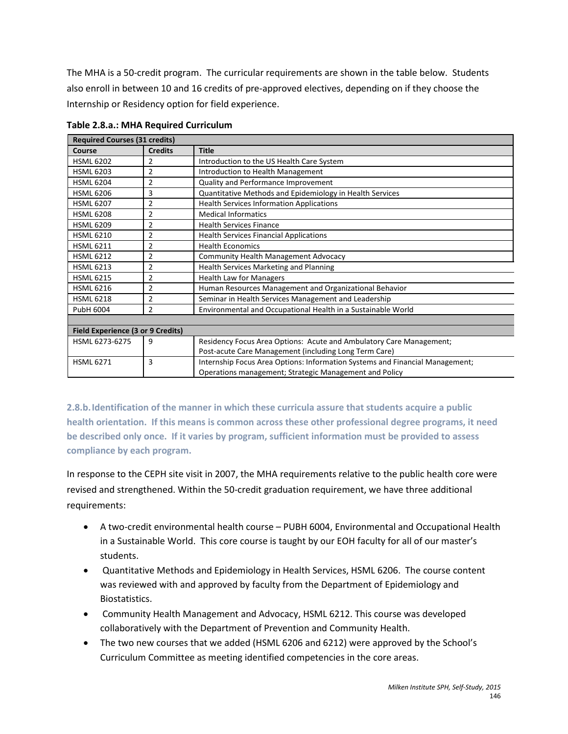The MHA is a 50-credit program. The curricular requirements are shown in the table below. Students also enroll in between 10 and 16 credits of pre-approved electives, depending on if they choose the Internship or Residency option for field experience.

**Table 2.8.a.: MHA Required Curriculum**

| **Required Courses (31 credits)** | | |
|---|---|---|
| **Course** | **Credits** | **Title** |
| HSML 6202 | 2 | Introduction to the US Health Care System |
| HSML 6203 | 2 | Introduction to Health Management |
| HSML 6204 | 2 | Quality and Performance Improvement |
| HSML 6206 | 3 | Quantitative Methods and Epidemiology in Health Services |
| HSML 6207 | 2 | Health Services Information Applications |
| HSML 6208 | 2 | Medical Informatics |
| HSML 6209 | 2 | Health Services Finance |
| HSML 6210 | 2 | Health Services Financial Applications |
| HSML 6211 | 2 | Health Economics |
| HSML 6212 | 2 | Community Health Management Advocacy |
| HSML 6213 | 2 | Health Services Marketing and Planning |
| HSML 6215 | 2 | Health Law for Managers |
| HSML 6216 | 2 | Human Resources Management and Organizational Behavior |
| HSML 6218 | 2 | Seminar in Health Services Management and Leadership |
| PubH 6004 | 2 | Environmental and Occupational Health in a Sustainable World |
| | | |
| **Field Experience (3 or 9 Credits)** | | |
| HSML 6273-6275 | 9 | Residency Focus Area Options: Acute and Ambulatory Care Management; Post-acute Care Management (including Long Term Care) |
| HSML 6271 | 3 | Internship Focus Area Options: Information Systems and Financial Management; Operations management; Strategic Management and Policy |

**2.8.b. Identification of the manner in which these curricula assure that students acquire a public health orientation. If this means is common across these other professional degree programs, it need be described only once. If it varies by program, sufficient information must be provided to assess compliance by each program.**

In response to the CEPH site visit in 2007, the MHA requirements relative to the public health core were revised and strengthened. Within the 50-credit graduation requirement, we have three additional requirements:

- A two-credit environmental health course – PUBH 6004, Environmental and Occupational Health in a Sustainable World. This core course is taught by our EOH faculty for all of our master's students.
- Quantitative Methods and Epidemiology in Health Services, HSML 6206. The course content was reviewed with and approved by faculty from the Department of Epidemiology and Biostatistics.
- Community Health Management and Advocacy, HSML 6212. This course was developed collaboratively with the Department of Prevention and Community Health.
- The two new courses that we added (HSML 6206 and 6212) were approved by the School's Curriculum Committee as meeting identified competencies in the core areas.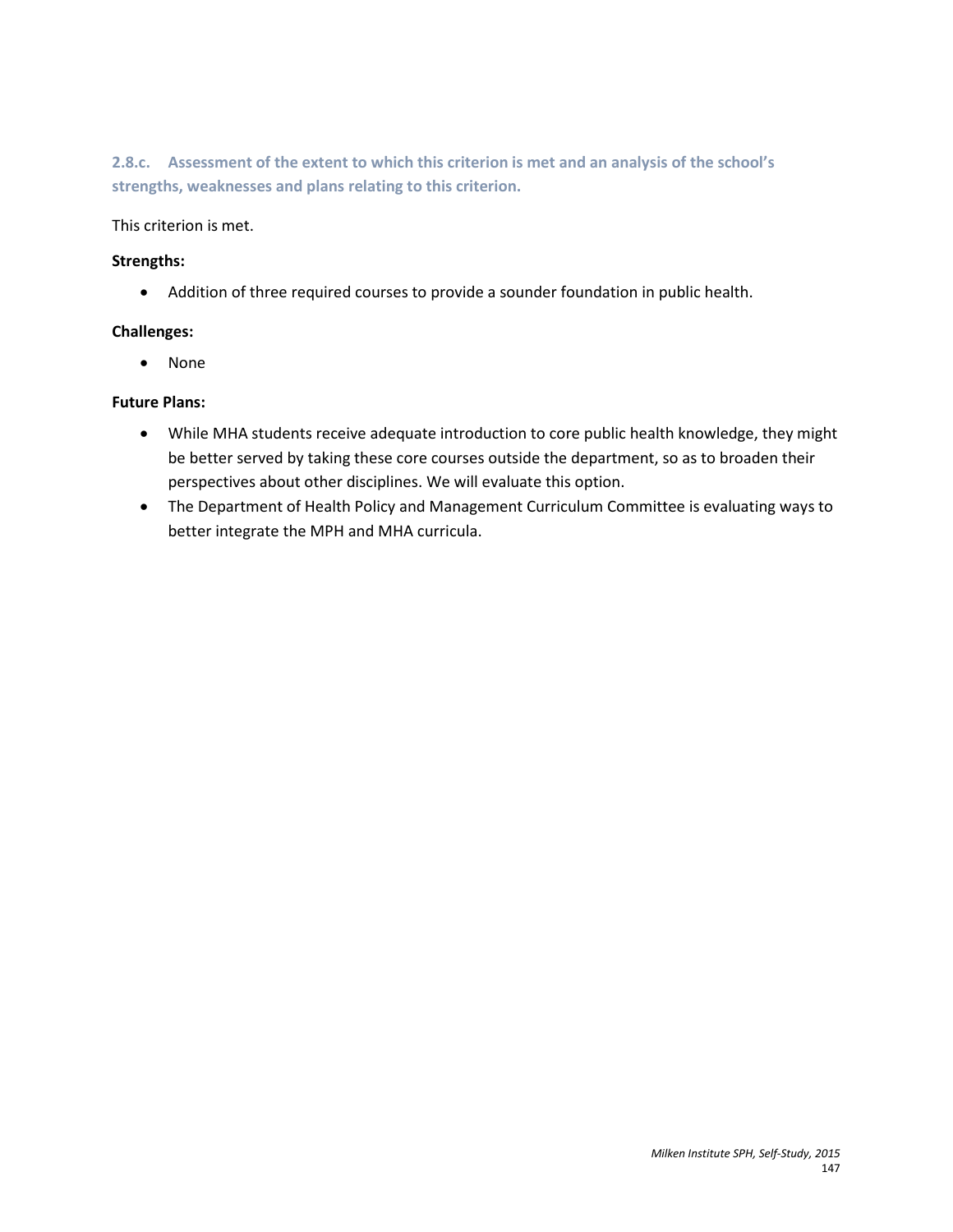### 2.8.c. Assessment of the extent to which this criterion is met and an analysis of the school's strengths, weaknesses and plans relating to this criterion.

This criterion is met.

**Strengths:**

- Addition of three required courses to provide a sounder foundation in public health.

**Challenges:**

- None

**Future Plans:**

- While MHA students receive adequate introduction to core public health knowledge, they might be better served by taking these core courses outside the department, so as to broaden their perspectives about other disciplines. We will evaluate this option.
- The Department of Health Policy and Management Curriculum Committee is evaluating ways to better integrate the MPH and MHA curricula.